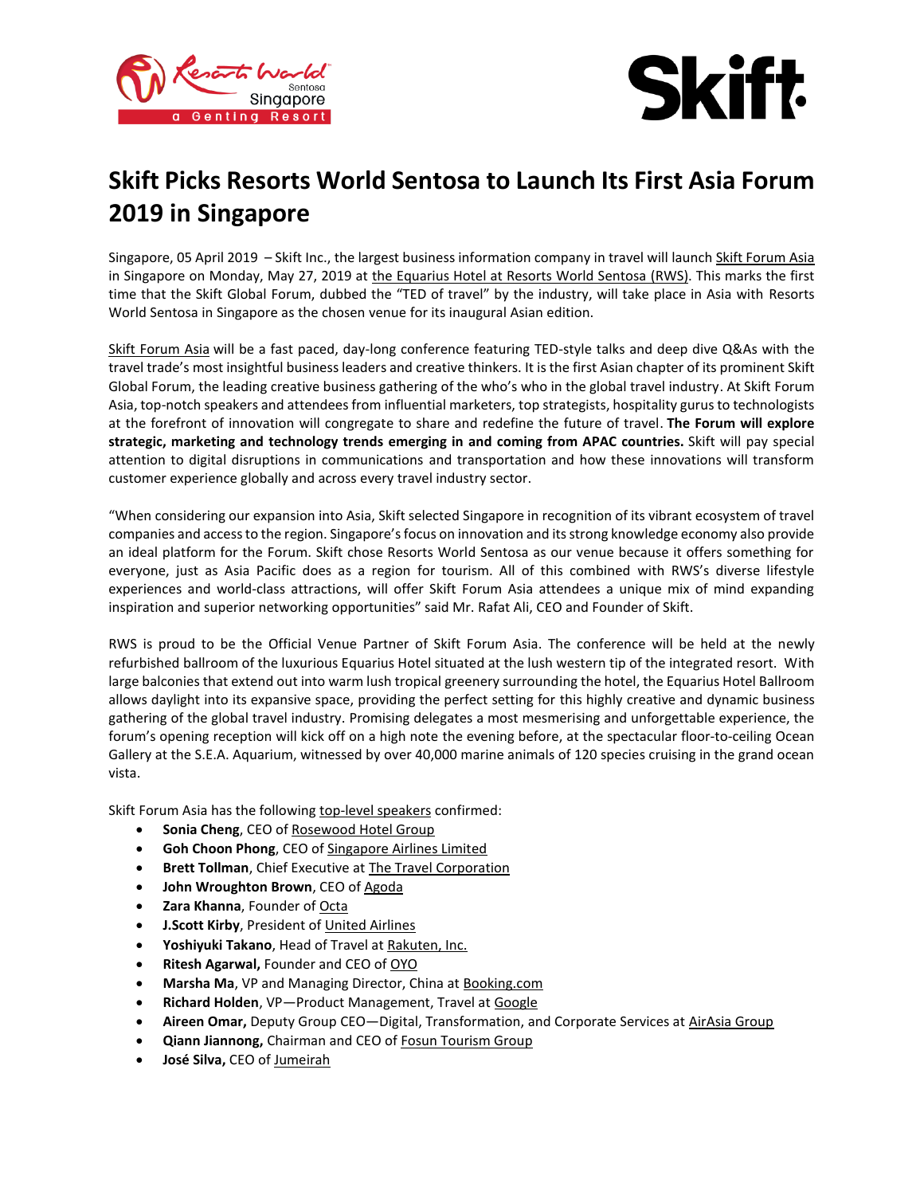# Skift Picks Resorts World Sentosa to Launch Its First Asia Forum 2019 in Singapore

Singapore, 05 April 2019 – Skift Inc., the largest business information company in travel will launch Skift Forum Asia in Singapore on Monday, May 27, 2019 at the Equarius Hotel at Resorts World Sentosa (RWS). This marks the first time that the Skift Global Forum, dubbed the "TED of travel" by the industry, will take place in Asia with Resorts World Sentosa in Singapore as the chosen venue for its inaugural Asian edition.

Skift Forum Asia will be a fast paced, day-long conference featuring TED-style talks and deep dive Q&As with the travel trade's most insightful business leaders and creative thinkers. It is the first Asian chapter of its prominent Skift Global Forum, the leading creative business gathering of the who's who in the global travel industry. At Skift Forum Asia, top-notch speakers and attendees from influential marketers, top strategists, hospitality gurus to technologists at the forefront of innovation will congregate to share and redefine the future of travel. **The Forum will explore strategic, marketing and technology trends emerging in and coming from APAC countries.** Skift will pay special attention to digital disruptions in communications and transportation and how these innovations will transform customer experience globally and across every travel industry sector.

"When considering our expansion into Asia, Skift selected Singapore in recognition of its vibrant ecosystem of travel companies and access to the region. Singapore's focus on innovation and its strong knowledge economy also provide an ideal platform for the Forum. Skift chose Resorts World Sentosa as our venue because it offers something for everyone, just as Asia Pacific does as a region for tourism. All of this combined with RWS's diverse lifestyle experiences and world-class attractions, will offer Skift Forum Asia attendees a unique mix of mind expanding inspiration and superior networking opportunities" said Mr. Rafat Ali, CEO and Founder of Skift.

RWS is proud to be the Official Venue Partner of Skift Forum Asia. The conference will be held at the newly refurbished ballroom of the luxurious Equarius Hotel situated at the lush western tip of the integrated resort. With large balconies that extend out into warm lush tropical greenery surrounding the hotel, the Equarius Hotel Ballroom allows daylight into its expansive space, providing the perfect setting for this highly creative and dynamic business gathering of the global travel industry. Promising delegates a most mesmerising and unforgettable experience, the forum's opening reception will kick off on a high note the evening before, at the spectacular floor-to-ceiling Ocean Gallery at the S.E.A. Aquarium, witnessed by over 40,000 marine animals of 120 species cruising in the grand ocean vista.

Skift Forum Asia has the following top-level speakers confirmed:

- **Sonia Cheng**, CEO of Rosewood Hotel Group
- **Goh Choon Phong**, CEO of Singapore Airlines Limited
- **Brett Tollman**, Chief Executive at The Travel Corporation
- **John Wroughton Brown**, CEO of Agoda
- **Zara Khanna**, Founder of Octa
- **J.Scott Kirby**, President of United Airlines
- **Yoshiyuki Takano**, Head of Travel at Rakuten, Inc.
- **Ritesh Agarwal,** Founder and CEO of OYO
- **Marsha Ma**, VP and Managing Director, China at Booking.com
- **Richard Holden**, VP—Product Management, Travel at Google
- **Aireen Omar,** Deputy Group CEO—Digital, Transformation, and Corporate Services at AirAsia Group
- **Qiann Jiannong,** Chairman and CEO of Fosun Tourism Group
- **José Silva,** CEO of Jumeirah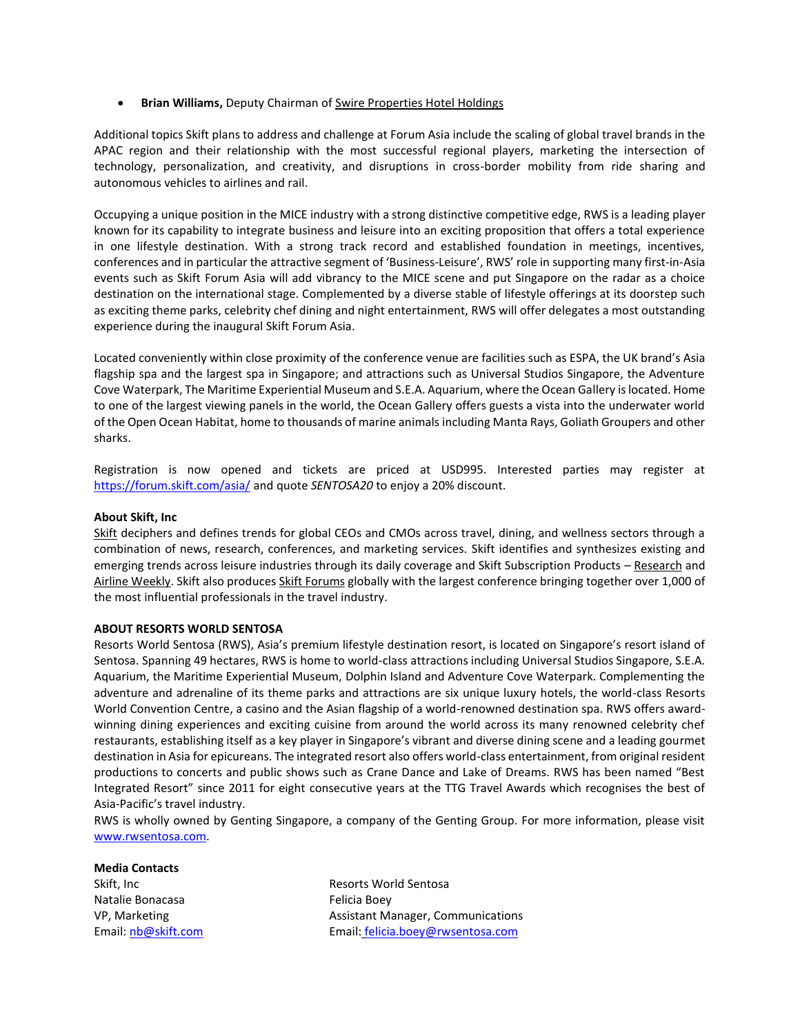- **Brian Williams,** Deputy Chairman of Swire Properties Hotel Holdings

Additional topics Skift plans to address and challenge at Forum Asia include the scaling of global travel brands in the APAC region and their relationship with the most successful regional players, marketing the intersection of technology, personalization, and creativity, and disruptions in cross-border mobility from ride sharing and autonomous vehicles to airlines and rail.

Occupying a unique position in the MICE industry with a strong distinctive competitive edge, RWS is a leading player known for its capability to integrate business and leisure into an exciting proposition that offers a total experience in one lifestyle destination. With a strong track record and established foundation in meetings, incentives, conferences and in particular the attractive segment of 'Business-Leisure', RWS' role in supporting many first-in-Asia events such as Skift Forum Asia will add vibrancy to the MICE scene and put Singapore on the radar as a choice destination on the international stage. Complemented by a diverse stable of lifestyle offerings at its doorstep such as exciting theme parks, celebrity chef dining and night entertainment, RWS will offer delegates a most outstanding experience during the inaugural Skift Forum Asia.

Located conveniently within close proximity of the conference venue are facilities such as ESPA, the UK brand's Asia flagship spa and the largest spa in Singapore; and attractions such as Universal Studios Singapore, the Adventure Cove Waterpark, The Maritime Experiential Museum and S.E.A. Aquarium, where the Ocean Gallery is located. Home to one of the largest viewing panels in the world, the Ocean Gallery offers guests a vista into the underwater world of the Open Ocean Habitat, home to thousands of marine animals including Manta Rays, Goliath Groupers and other sharks.

Registration is now opened and tickets are priced at USD995. Interested parties may register at https://forum.skift.com/asia/ and quote *SENTOSA20* to enjoy a 20% discount.

**About Skift, Inc**
Skift deciphers and defines trends for global CEOs and CMOs across travel, dining, and wellness sectors through a combination of news, research, conferences, and marketing services. Skift identifies and synthesizes existing and emerging trends across leisure industries through its daily coverage and Skift Subscription Products – Research and Airline Weekly. Skift also produces Skift Forums globally with the largest conference bringing together over 1,000 of the most influential professionals in the travel industry.

**ABOUT RESORTS WORLD SENTOSA**
Resorts World Sentosa (RWS), Asia's premium lifestyle destination resort, is located on Singapore's resort island of Sentosa. Spanning 49 hectares, RWS is home to world-class attractions including Universal Studios Singapore, S.E.A. Aquarium, the Maritime Experiential Museum, Dolphin Island and Adventure Cove Waterpark. Complementing the adventure and adrenaline of its theme parks and attractions are six unique luxury hotels, the world-class Resorts World Convention Centre, a casino and the Asian flagship of a world-renowned destination spa. RWS offers award-winning dining experiences and exciting cuisine from around the world across its many renowned celebrity chef restaurants, establishing itself as a key player in Singapore's vibrant and diverse dining scene and a leading gourmet destination in Asia for epicureans. The integrated resort also offers world-class entertainment, from original resident productions to concerts and public shows such as Crane Dance and Lake of Dreams. RWS has been named "Best Integrated Resort" since 2011 for eight consecutive years at the TTG Travel Awards which recognises the best of Asia-Pacific's travel industry.
RWS is wholly owned by Genting Singapore, a company of the Genting Group. For more information, please visit www.rwsentosa.com.

**Media Contacts**

Skift, Inc
Natalie Bonacasa
VP, Marketing
Email: nb@skift.com

Resorts World Sentosa
Felicia Boey
Assistant Manager, Communications
Email: felicia.boey@rwsentosa.com